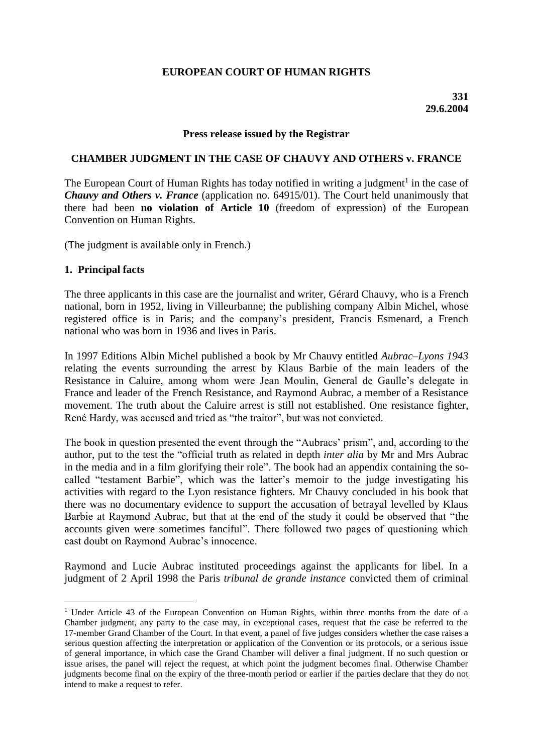**EUROPEAN COURT OF HUMAN RIGHTS**

**331**
**29.6.2004**

**Press release issued by the Registrar**

**CHAMBER JUDGMENT IN THE CASE OF CHAUVY AND OTHERS v. FRANCE**

The European Court of Human Rights has today notified in writing a judgment[1] in the case of ***Chauvy and Others v. France*** (application no. 64915/01). The Court held unanimously that there had been **no violation of Article 10** (freedom of expression) of the European Convention on Human Rights.

(The judgment is available only in French.)

**1. Principal facts**

The three applicants in this case are the journalist and writer, Gérard Chauvy, who is a French national, born in 1952, living in Villeurbanne; the publishing company Albin Michel, whose registered office is in Paris; and the company's president, Francis Esmenard, a French national who was born in 1936 and lives in Paris.

In 1997 Editions Albin Michel published a book by Mr Chauvy entitled *Aubrac–Lyons 1943* relating the events surrounding the arrest by Klaus Barbie of the main leaders of the Resistance in Caluire, among whom were Jean Moulin, General de Gaulle's delegate in France and leader of the French Resistance, and Raymond Aubrac, a member of a Resistance movement. The truth about the Caluire arrest is still not established. One resistance fighter, René Hardy, was accused and tried as "the traitor", but was not convicted.

The book in question presented the event through the "Aubracs' prism", and, according to the author, put to the test the "official truth as related in depth *inter alia* by Mr and Mrs Aubrac in the media and in a film glorifying their role". The book had an appendix containing the so-called "testament Barbie", which was the latter's memoir to the judge investigating his activities with regard to the Lyon resistance fighters. Mr Chauvy concluded in his book that there was no documentary evidence to support the accusation of betrayal levelled by Klaus Barbie at Raymond Aubrac, but that at the end of the study it could be observed that "the accounts given were sometimes fanciful". There followed two pages of questioning which cast doubt on Raymond Aubrac's innocence.

Raymond and Lucie Aubrac instituted proceedings against the applicants for libel. In a judgment of 2 April 1998 the Paris *tribunal de grande instance* convicted them of criminal

---

[1] Under Article 43 of the European Convention on Human Rights, within three months from the date of a Chamber judgment, any party to the case may, in exceptional cases, request that the case be referred to the 17-member Grand Chamber of the Court. In that event, a panel of five judges considers whether the case raises a serious question affecting the interpretation or application of the Convention or its protocols, or a serious issue of general importance, in which case the Grand Chamber will deliver a final judgment. If no such question or issue arises, the panel will reject the request, at which point the judgment becomes final. Otherwise Chamber judgments become final on the expiry of the three-month period or earlier if the parties declare that they do not intend to make a request to refer.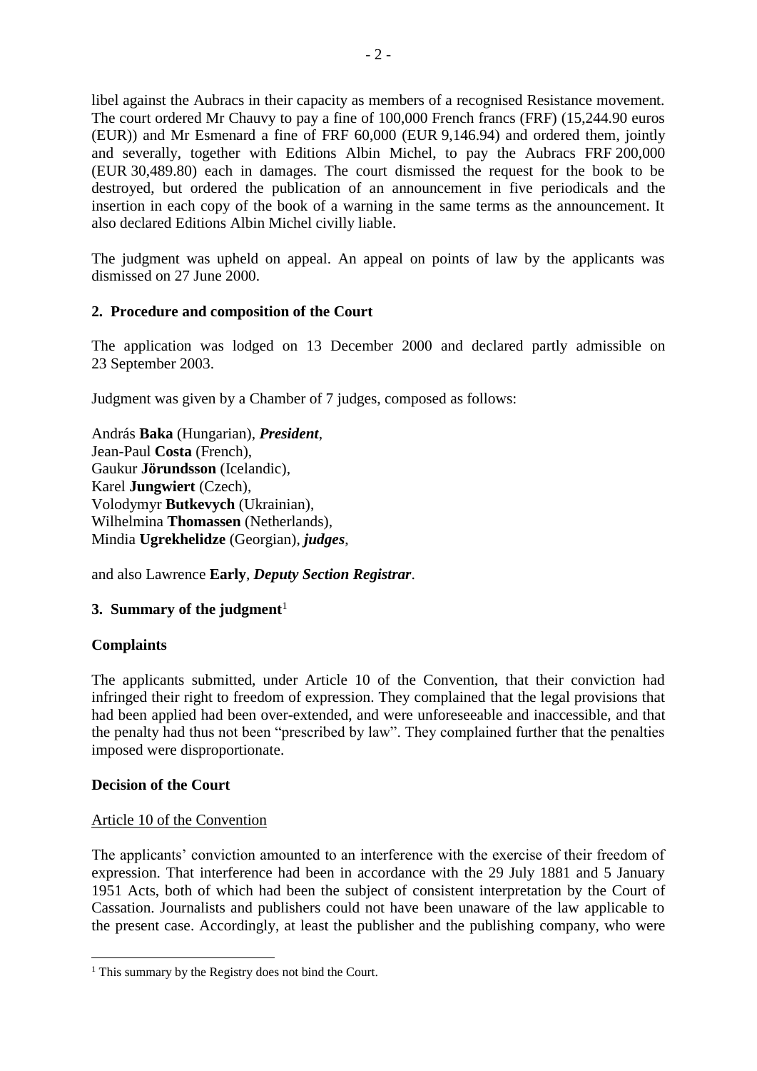libel against the Aubracs in their capacity as members of a recognised Resistance movement. The court ordered Mr Chauvy to pay a fine of 100,000 French francs (FRF) (15,244.90 euros (EUR)) and Mr Esmenard a fine of FRF 60,000 (EUR 9,146.94) and ordered them, jointly and severally, together with Editions Albin Michel, to pay the Aubracs FRF 200,000 (EUR 30,489.80) each in damages. The court dismissed the request for the book to be destroyed, but ordered the publication of an announcement in five periodicals and the insertion in each copy of the book of a warning in the same terms as the announcement. It also declared Editions Albin Michel civilly liable.

The judgment was upheld on appeal. An appeal on points of law by the applicants was dismissed on 27 June 2000.

## 2. Procedure and composition of the Court

The application was lodged on 13 December 2000 and declared partly admissible on 23 September 2003.

Judgment was given by a Chamber of 7 judges, composed as follows:

András **Baka** (Hungarian), ***President***,
Jean-Paul **Costa** (French),
Gaukur **Jörundsson** (Icelandic),
Karel **Jungwiert** (Czech),
Volodymyr **Butkevych** (Ukrainian),
Wilhelmina **Thomassen** (Netherlands),
Mindia **Ugrekhelidze** (Georgian), ***judges***,

and also Lawrence **Early**, ***Deputy Section Registrar***.

## 3. Summary of the judgment[1]

### Complaints

The applicants submitted, under Article 10 of the Convention, that their conviction had infringed their right to freedom of expression. They complained that the legal provisions that had been applied had been over-extended, and were unforeseeable and inaccessible, and that the penalty had thus not been "prescribed by law". They complained further that the penalties imposed were disproportionate.

### Decision of the Court

Article 10 of the Convention

The applicants' conviction amounted to an interference with the exercise of their freedom of expression. That interference had been in accordance with the 29 July 1881 and 5 January 1951 Acts, both of which had been the subject of consistent interpretation by the Court of Cassation. Journalists and publishers could not have been unaware of the law applicable to the present case. Accordingly, at least the publisher and the publishing company, who were

[1] This summary by the Registry does not bind the Court.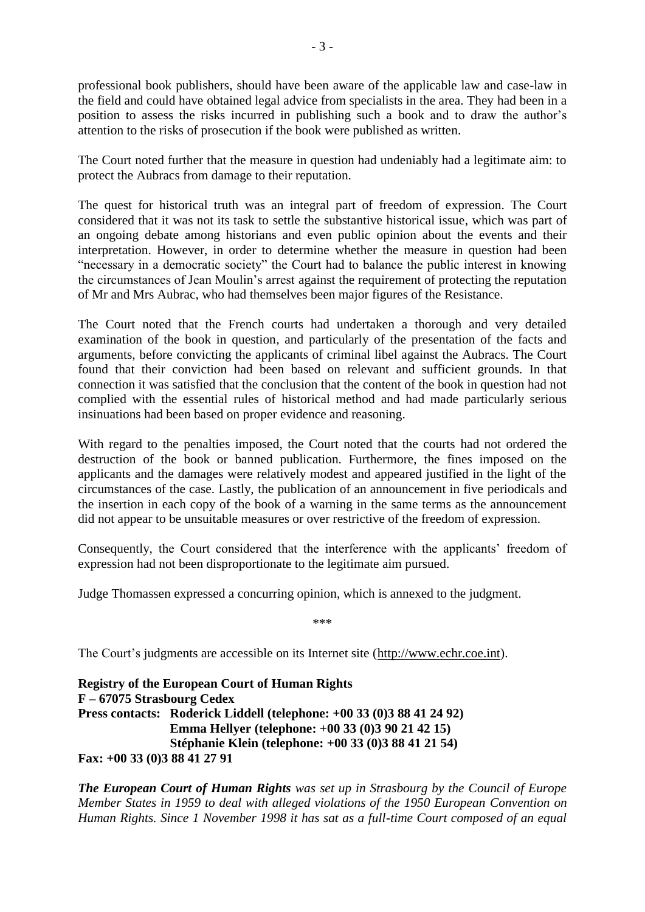professional book publishers, should have been aware of the applicable law and case-law in the field and could have obtained legal advice from specialists in the area. They had been in a position to assess the risks incurred in publishing such a book and to draw the author's attention to the risks of prosecution if the book were published as written.

The Court noted further that the measure in question had undeniably had a legitimate aim: to protect the Aubracs from damage to their reputation.

The quest for historical truth was an integral part of freedom of expression. The Court considered that it was not its task to settle the substantive historical issue, which was part of an ongoing debate among historians and even public opinion about the events and their interpretation. However, in order to determine whether the measure in question had been "necessary in a democratic society" the Court had to balance the public interest in knowing the circumstances of Jean Moulin's arrest against the requirement of protecting the reputation of Mr and Mrs Aubrac, who had themselves been major figures of the Resistance.

The Court noted that the French courts had undertaken a thorough and very detailed examination of the book in question, and particularly of the presentation of the facts and arguments, before convicting the applicants of criminal libel against the Aubracs. The Court found that their conviction had been based on relevant and sufficient grounds. In that connection it was satisfied that the conclusion that the content of the book in question had not complied with the essential rules of historical method and had made particularly serious insinuations had been based on proper evidence and reasoning.

With regard to the penalties imposed, the Court noted that the courts had not ordered the destruction of the book or banned publication. Furthermore, the fines imposed on the applicants and the damages were relatively modest and appeared justified in the light of the circumstances of the case. Lastly, the publication of an announcement in five periodicals and the insertion in each copy of the book of a warning in the same terms as the announcement did not appear to be unsuitable measures or over restrictive of the freedom of expression.

Consequently, the Court considered that the interference with the applicants' freedom of expression had not been disproportionate to the legitimate aim pursued.

Judge Thomassen expressed a concurring opinion, which is annexed to the judgment.

\*\*\*

The Court's judgments are accessible on its Internet site (http://www.echr.coe.int).

**Registry of the European Court of Human Rights**
**F – 67075 Strasbourg Cedex**
**Press contacts: Roderick Liddell (telephone: +00 33 (0)3 88 41 24 92)**
**Emma Hellyer (telephone: +00 33 (0)3 90 21 42 15)**
**Stéphanie Klein (telephone: +00 33 (0)3 88 41 21 54)**
**Fax: +00 33 (0)3 88 41 27 91**

***The European Court of Human Rights** was set up in Strasbourg by the Council of Europe Member States in 1959 to deal with alleged violations of the 1950 European Convention on Human Rights. Since 1 November 1998 it has sat as a full-time Court composed of an equal*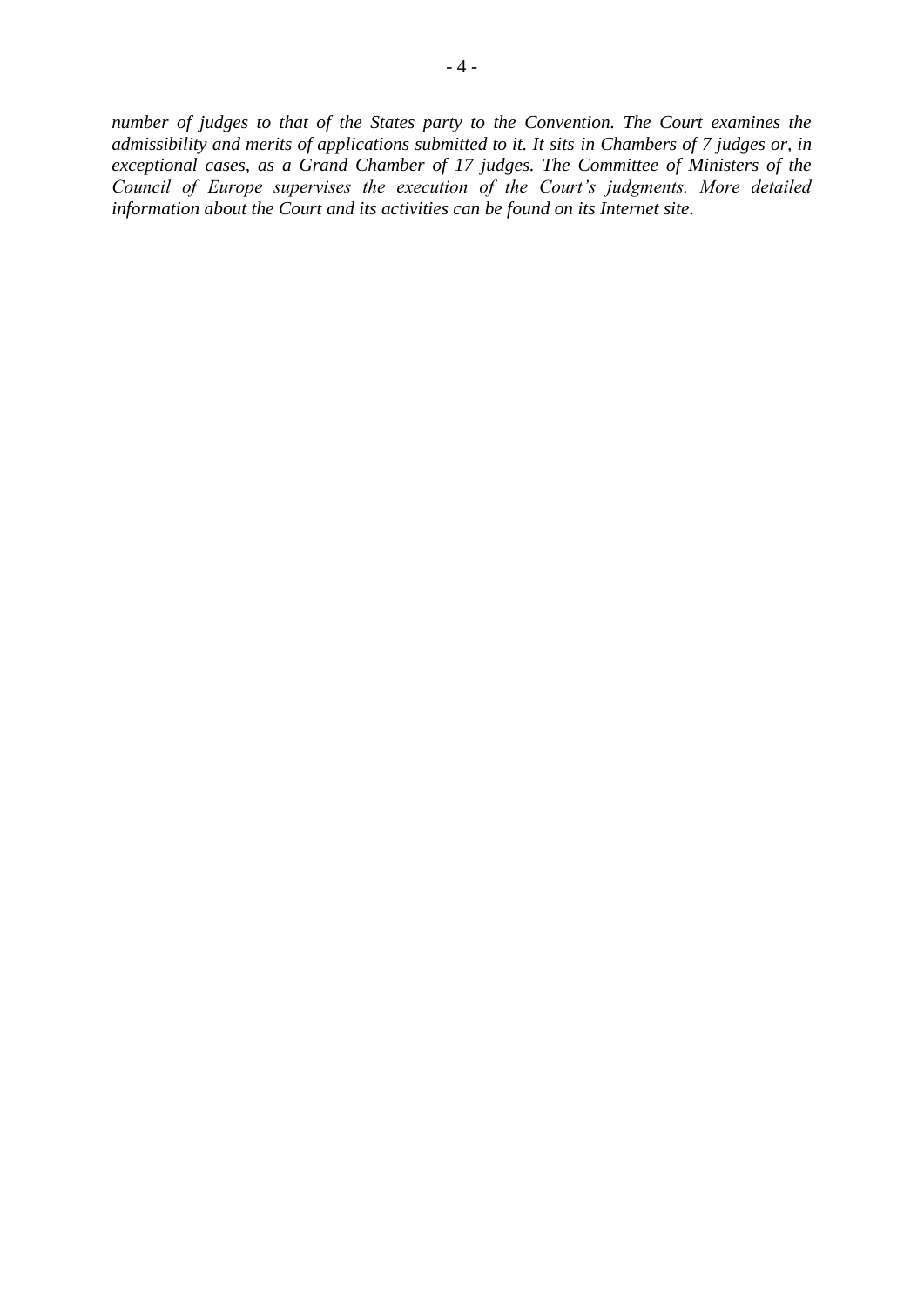*number of judges to that of the States party to the Convention. The Court examines the admissibility and merits of applications submitted to it. It sits in Chambers of 7 judges or, in exceptional cases, as a Grand Chamber of 17 judges. The Committee of Ministers of the Council of Europe supervises the execution of the Court's judgments. More detailed information about the Court and its activities can be found on its Internet site.*